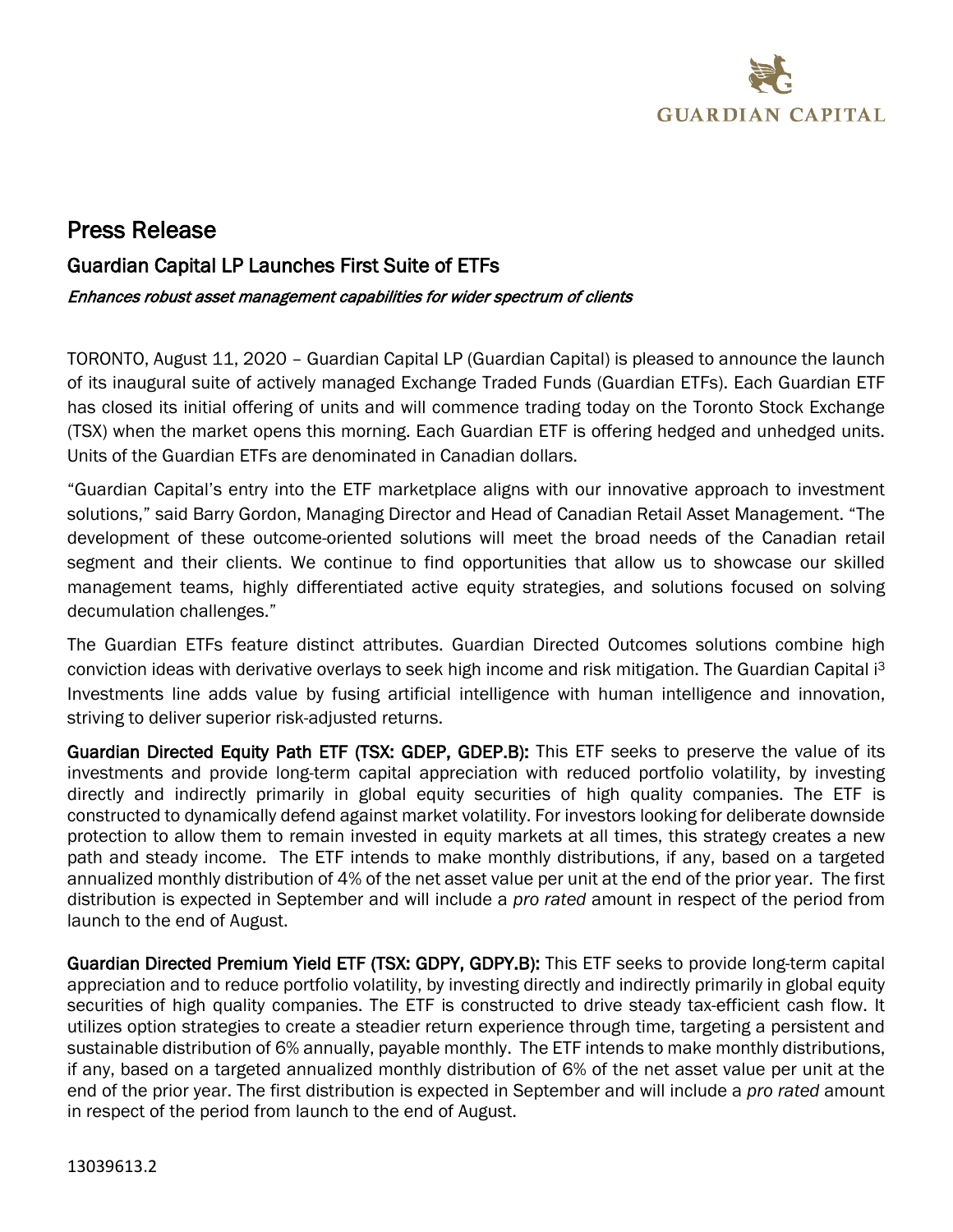GUARDIAN CAPITAL

# Press Release

## Guardian Capital LP Launches First Suite of ETFs

*Enhances robust asset management capabilities for wider spectrum of clients*

TORONTO, August 11, 2020 – Guardian Capital LP (Guardian Capital) is pleased to announce the launch of its inaugural suite of actively managed Exchange Traded Funds (Guardian ETFs). Each Guardian ETF has closed its initial offering of units and will commence trading today on the Toronto Stock Exchange (TSX) when the market opens this morning. Each Guardian ETF is offering hedged and unhedged units. Units of the Guardian ETFs are denominated in Canadian dollars.

"Guardian Capital's entry into the ETF marketplace aligns with our innovative approach to investment solutions," said Barry Gordon, Managing Director and Head of Canadian Retail Asset Management. "The development of these outcome-oriented solutions will meet the broad needs of the Canadian retail segment and their clients. We continue to find opportunities that allow us to showcase our skilled management teams, highly differentiated active equity strategies, and solutions focused on solving decumulation challenges."

The Guardian ETFs feature distinct attributes. Guardian Directed Outcomes solutions combine high conviction ideas with derivative overlays to seek high income and risk mitigation. The Guardian Capital i³ Investments line adds value by fusing artificial intelligence with human intelligence and innovation, striving to deliver superior risk-adjusted returns.

**Guardian Directed Equity Path ETF (TSX: GDEP, GDEP.B):** This ETF seeks to preserve the value of its investments and provide long-term capital appreciation with reduced portfolio volatility, by investing directly and indirectly primarily in global equity securities of high quality companies. The ETF is constructed to dynamically defend against market volatility. For investors looking for deliberate downside protection to allow them to remain invested in equity markets at all times, this strategy creates a new path and steady income. The ETF intends to make monthly distributions, if any, based on a targeted annualized monthly distribution of 4% of the net asset value per unit at the end of the prior year. The first distribution is expected in September and will include a *pro rated* amount in respect of the period from launch to the end of August.

**Guardian Directed Premium Yield ETF (TSX: GDPY, GDPY.B):** This ETF seeks to provide long-term capital appreciation and to reduce portfolio volatility, by investing directly and indirectly primarily in global equity securities of high quality companies. The ETF is constructed to drive steady tax-efficient cash flow. It utilizes option strategies to create a steadier return experience through time, targeting a persistent and sustainable distribution of 6% annually, payable monthly. The ETF intends to make monthly distributions, if any, based on a targeted annualized monthly distribution of 6% of the net asset value per unit at the end of the prior year. The first distribution is expected in September and will include a *pro rated* amount in respect of the period from launch to the end of August.

13039613.2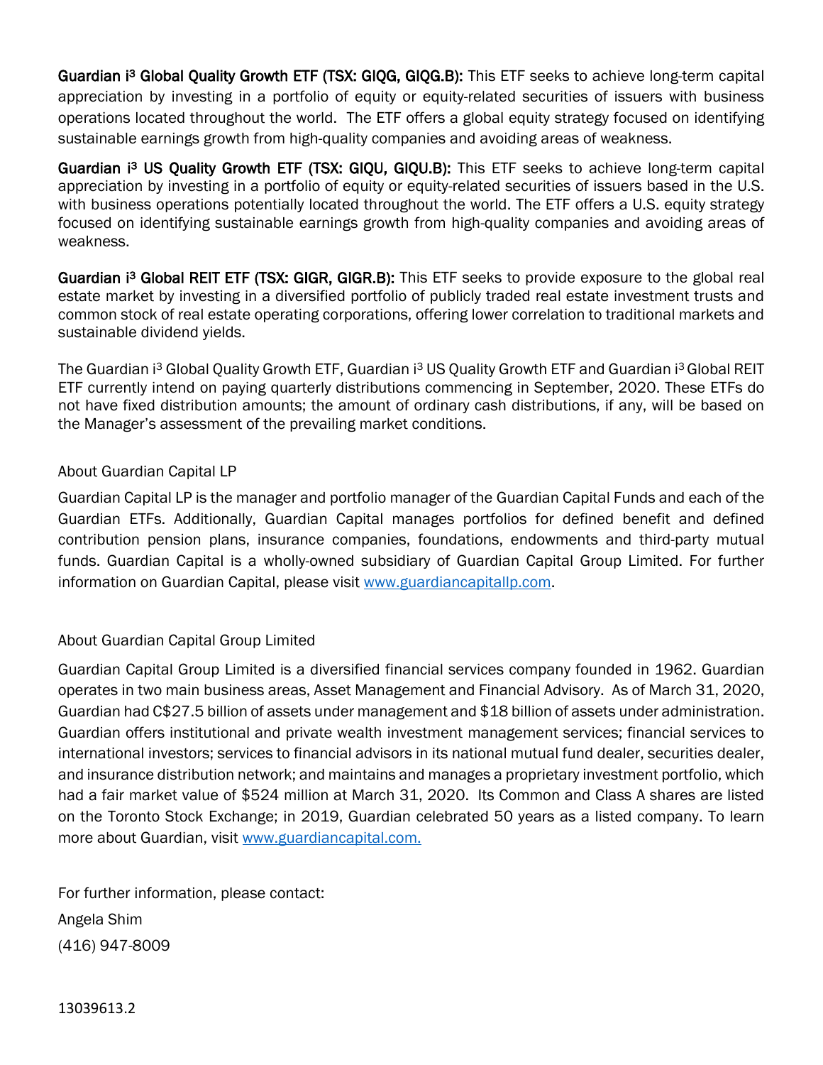**Guardian i$^3$ Global Quality Growth ETF (TSX: GIQG, GIQG.B):** This ETF seeks to achieve long-term capital appreciation by investing in a portfolio of equity or equity-related securities of issuers with business operations located throughout the world. The ETF offers a global equity strategy focused on identifying sustainable earnings growth from high-quality companies and avoiding areas of weakness.

**Guardian i$^3$ US Quality Growth ETF (TSX: GIQU, GIQU.B):** This ETF seeks to achieve long-term capital appreciation by investing in a portfolio of equity or equity-related securities of issuers based in the U.S. with business operations potentially located throughout the world. The ETF offers a U.S. equity strategy focused on identifying sustainable earnings growth from high-quality companies and avoiding areas of weakness.

**Guardian i$^3$ Global REIT ETF (TSX: GIGR, GIGR.B):** This ETF seeks to provide exposure to the global real estate market by investing in a diversified portfolio of publicly traded real estate investment trusts and common stock of real estate operating corporations, offering lower correlation to traditional markets and sustainable dividend yields.

The Guardian i$^3$ Global Quality Growth ETF, Guardian i$^3$ US Quality Growth ETF and Guardian i$^3$ Global REIT ETF currently intend on paying quarterly distributions commencing in September, 2020. These ETFs do not have fixed distribution amounts; the amount of ordinary cash distributions, if any, will be based on the Manager's assessment of the prevailing market conditions.

About Guardian Capital LP

Guardian Capital LP is the manager and portfolio manager of the Guardian Capital Funds and each of the Guardian ETFs. Additionally, Guardian Capital manages portfolios for defined benefit and defined contribution pension plans, insurance companies, foundations, endowments and third-party mutual funds. Guardian Capital is a wholly-owned subsidiary of Guardian Capital Group Limited. For further information on Guardian Capital, please visit www.guardiancapitallp.com.

About Guardian Capital Group Limited

Guardian Capital Group Limited is a diversified financial services company founded in 1962. Guardian operates in two main business areas, Asset Management and Financial Advisory. As of March 31, 2020, Guardian had C$27.5 billion of assets under management and $18 billion of assets under administration. Guardian offers institutional and private wealth investment management services; financial services to international investors; services to financial advisors in its national mutual fund dealer, securities dealer, and insurance distribution network; and maintains and manages a proprietary investment portfolio, which had a fair market value of $524 million at March 31, 2020. Its Common and Class A shares are listed on the Toronto Stock Exchange; in 2019, Guardian celebrated 50 years as a listed company. To learn more about Guardian, visit www.guardiancapital.com.

For further information, please contact:

Angela Shim

(416) 947-8009

13039613.2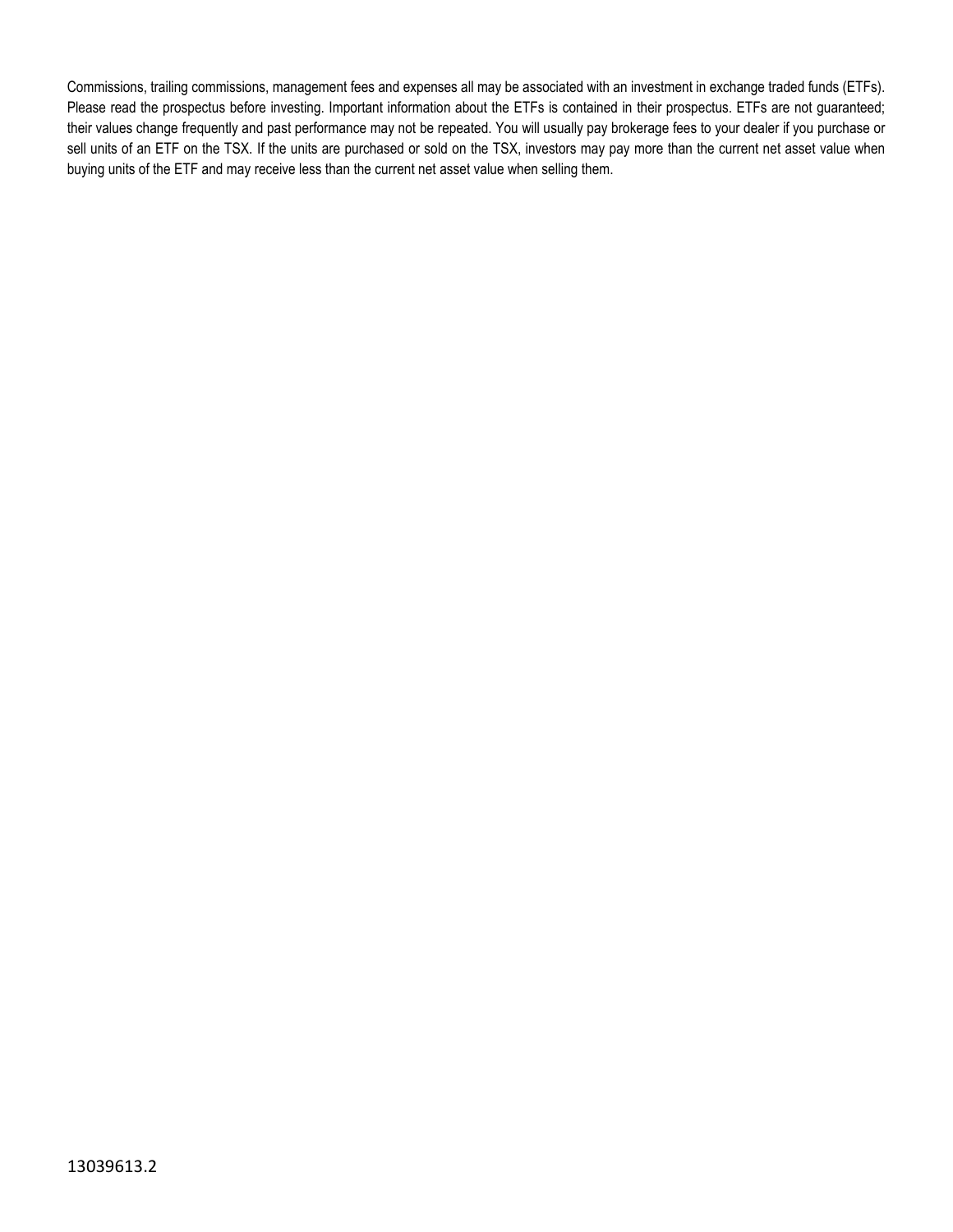Commissions, trailing commissions, management fees and expenses all may be associated with an investment in exchange traded funds (ETFs). Please read the prospectus before investing. Important information about the ETFs is contained in their prospectus. ETFs are not guaranteed; their values change frequently and past performance may not be repeated. You will usually pay brokerage fees to your dealer if you purchase or sell units of an ETF on the TSX. If the units are purchased or sold on the TSX, investors may pay more than the current net asset value when buying units of the ETF and may receive less than the current net asset value when selling them.